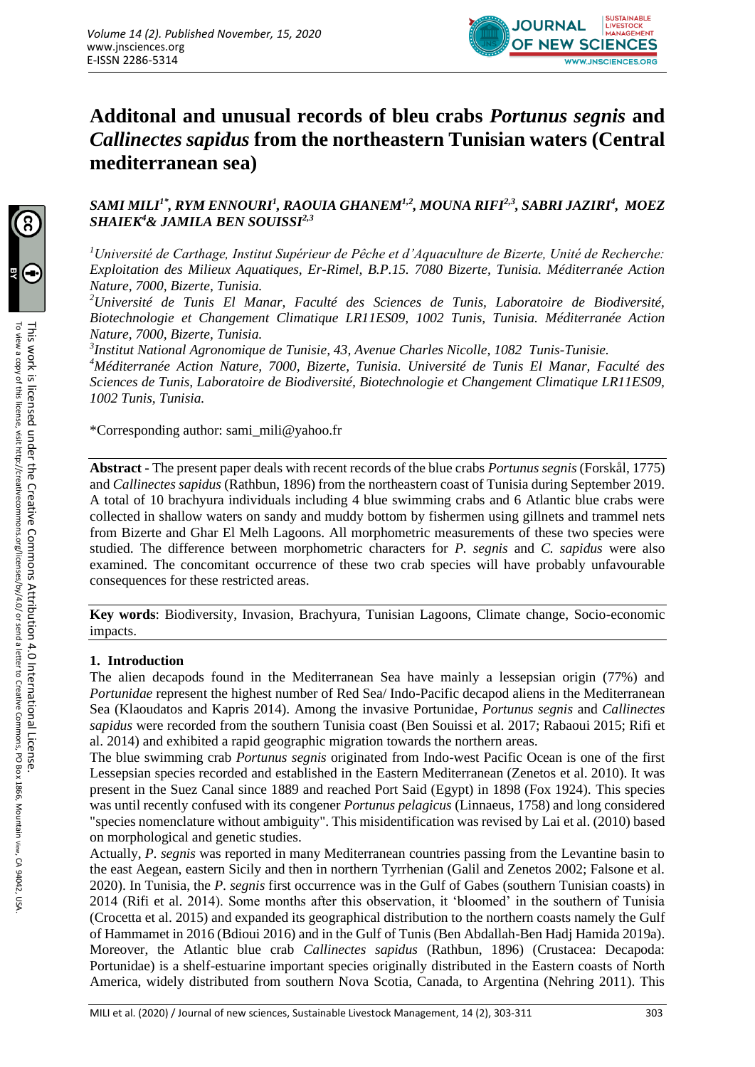# Additonal and unusual records of bleu crabs *Portunus segnis* and *Callinectes sapidus* from the northeastern Tunisian waters (Central mediterranean sea)

***SAMI MILI[1\*], RYM ENNOURI[1], RAOUIA GHANEM[1,2], MOUNA RIFI[2,3], SABRI JAZIRI[4], MOEZ SHAIEK[4]& JAMILA BEN SOUISSI[2,3]***

[1]*Université de Carthage, Institut Supérieur de Pêche et d'Aquaculture de Bizerte, Unité de Recherche: Exploitation des Milieux Aquatiques, Er-Rimel, B.P.15. 7080 Bizerte, Tunisia. Méditerranée Action Nature, 7000, Bizerte, Tunisia.*

[2]*Université de Tunis El Manar, Faculté des Sciences de Tunis, Laboratoire de Biodiversité, Biotechnologie et Changement Climatique LR11ES09, 1002 Tunis, Tunisia. Méditerranée Action Nature, 7000, Bizerte, Tunisia.*

[3]*Institut National Agronomique de Tunisie, 43, Avenue Charles Nicolle, 1082 Tunis-Tunisie.*

[4]*Méditerranée Action Nature, 7000, Bizerte, Tunisia. Université de Tunis El Manar, Faculté des Sciences de Tunis, Laboratoire de Biodiversité, Biotechnologie et Changement Climatique LR11ES09, 1002 Tunis, Tunisia.*

*Corresponding author: sami_mili@yahoo.fr

**Abstract -** The present paper deals with recent records of the blue crabs *Portunus segnis* (Forskål, 1775) and *Callinectes sapidus* (Rathbun, 1896) from the northeastern coast of Tunisia during September 2019. A total of 10 brachyura individuals including 4 blue swimming crabs and 6 Atlantic blue crabs were collected in shallow waters on sandy and muddy bottom by fishermen using gillnets and trammel nets from Bizerte and Ghar El Melh Lagoons. All morphometric measurements of these two species were studied. The difference between morphometric characters for *P. segnis* and *C. sapidus* were also examined. The concomitant occurrence of these two crab species will have probably unfavourable consequences for these restricted areas.

**Key words**: Biodiversity, Invasion, Brachyura, Tunisian Lagoons, Climate change, Socio-economic impacts.

## 1. Introduction

The alien decapods found in the Mediterranean Sea have mainly a lessepsian origin (77%) and *Portunidae* represent the highest number of Red Sea/ Indo-Pacific decapod aliens in the Mediterranean Sea (Klaoudatos and Kapris 2014). Among the invasive Portunidae, *Portunus segnis* and *Callinectes sapidus* were recorded from the southern Tunisia coast (Ben Souissi et al. 2017; Rabaoui 2015; Rifi et al. 2014) and exhibited a rapid geographic migration towards the northern areas.

The blue swimming crab *Portunus segnis* originated from Indo-west Pacific Ocean is one of the first Lessepsian species recorded and established in the Eastern Mediterranean (Zenetos et al. 2010). It was present in the Suez Canal since 1889 and reached Port Said (Egypt) in 1898 (Fox 1924). This species was until recently confused with its congener *Portunus pelagicus* (Linnaeus, 1758) and long considered "species nomenclature without ambiguity". This misidentification was revised by Lai et al. (2010) based on morphological and genetic studies.

Actually, *P. segnis* was reported in many Mediterranean countries passing from the Levantine basin to the east Aegean, eastern Sicily and then in northern Tyrrhenian (Galil and Zenetos 2002; Falsone et al. 2020). In Tunisia, the *P. segnis* first occurrence was in the Gulf of Gabes (southern Tunisian coasts) in 2014 (Rifi et al. 2014). Some months after this observation, it 'bloomed' in the southern of Tunisia (Crocetta et al. 2015) and expanded its geographical distribution to the northern coasts namely the Gulf of Hammamet in 2016 (Bdioui 2016) and in the Gulf of Tunis (Ben Abdallah-Ben Hadj Hamida 2019a). Moreover, the Atlantic blue crab *Callinectes sapidus* (Rathbun, 1896) (Crustacea: Decapoda: Portunidae) is a shelf-estuarine important species originally distributed in the Eastern coasts of North America, widely distributed from southern Nova Scotia, Canada, to Argentina (Nehring 2011). This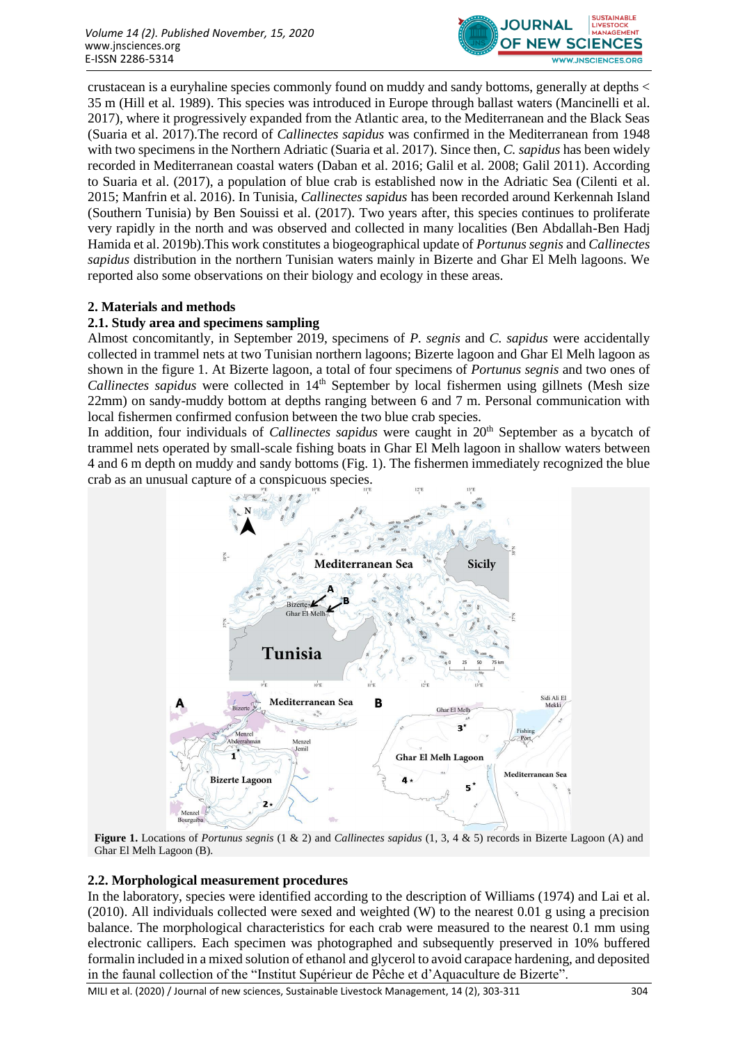crustacean is a euryhaline species commonly found on muddy and sandy bottoms, generally at depths < 35 m (Hill et al. 1989). This species was introduced in Europe through ballast waters (Mancinelli et al. 2017), where it progressively expanded from the Atlantic area, to the Mediterranean and the Black Seas (Suaria et al. 2017).The record of *Callinectes sapidus* was confirmed in the Mediterranean from 1948 with two specimens in the Northern Adriatic (Suaria et al. 2017). Since then, *C. sapidus* has been widely recorded in Mediterranean coastal waters (Daban et al. 2016; Galil et al. 2008; Galil 2011). According to Suaria et al. (2017), a population of blue crab is established now in the Adriatic Sea (Cilenti et al. 2015; Manfrin et al. 2016). In Tunisia, *Callinectes sapidus* has been recorded around Kerkennah Island (Southern Tunisia) by Ben Souissi et al. (2017). Two years after, this species continues to proliferate very rapidly in the north and was observed and collected in many localities (Ben Abdallah-Ben Hadj Hamida et al. 2019b).This work constitutes a biogeographical update of *Portunus segnis* and *Callinectes sapidus* distribution in the northern Tunisian waters mainly in Bizerte and Ghar El Melh lagoons. We reported also some observations on their biology and ecology in these areas.

## 2. Materials and methods

### 2.1. Study area and specimens sampling

Almost concomitantly, in September 2019, specimens of *P. segnis* and *C. sapidus* were accidentally collected in trammel nets at two Tunisian northern lagoons; Bizerte lagoon and Ghar El Melh lagoon as shown in the figure 1. At Bizerte lagoon, a total of four specimens of *Portunus segnis* and two ones of *Callinectes sapidus* were collected in 14th September by local fishermen using gillnets (Mesh size 22mm) on sandy-muddy bottom at depths ranging between 6 and 7 m. Personal communication with local fishermen confirmed confusion between the two blue crab species.

In addition, four individuals of *Callinectes sapidus* were caught in 20th September as a bycatch of trammel nets operated by small-scale fishing boats in Ghar El Melh lagoon in shallow waters between 4 and 6 m depth on muddy and sandy bottoms (Fig. 1). The fishermen immediately recognized the blue crab as an unusual capture of a conspicuous species.

**Figure 1.** Locations of *Portunus segnis* (1 & 2) and *Callinectes sapidus* (1, 3, 4 & 5) records in Bizerte Lagoon (A) and Ghar El Melh Lagoon (B).

### 2.2. Morphological measurement procedures

In the laboratory, species were identified according to the description of Williams (1974) and Lai et al. (2010). All individuals collected were sexed and weighted (W) to the nearest 0.01 g using a precision balance. The morphological characteristics for each crab were measured to the nearest 0.1 mm using electronic callipers. Each specimen was photographed and subsequently preserved in 10% buffered formalin included in a mixed solution of ethanol and glycerol to avoid carapace hardening, and deposited in the faunal collection of the "Institut Supérieur de Pêche et d'Aquaculture de Bizerte".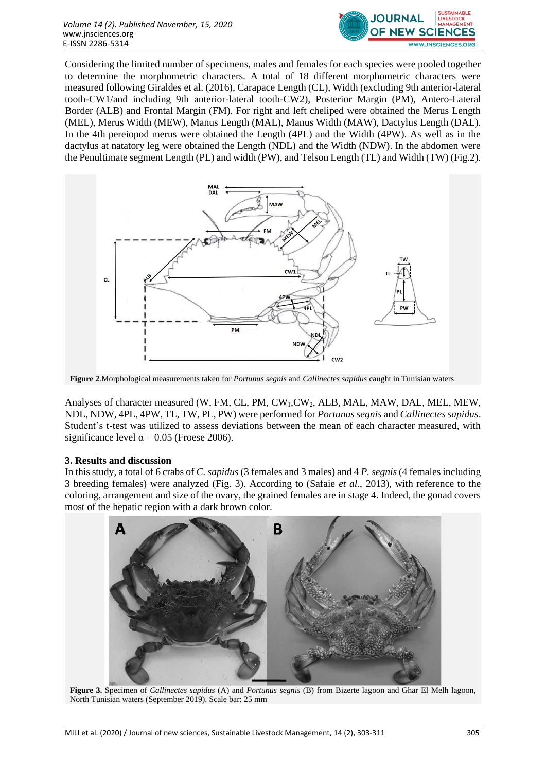Considering the limited number of specimens, males and females for each species were pooled together to determine the morphometric characters. A total of 18 different morphometric characters were measured following Giraldes et al. (2016), Carapace Length (CL), Width (excluding 9th anterior-lateral tooth-CW1/and including 9th anterior-lateral tooth-CW2), Posterior Margin (PM), Antero-Lateral Border (ALB) and Frontal Margin (FM). For right and left cheliped were obtained the Merus Length (MEL), Merus Width (MEW), Manus Length (MAL), Manus Width (MAW), Dactylus Length (DAL). In the 4th pereiopod merus were obtained the Length (4PL) and the Width (4PW). As well as in the dactylus at natatory leg were obtained the Length (NDL) and the Width (NDW). In the abdomen were the Penultimate segment Length (PL) and width (PW), and Telson Length (TL) and Width (TW) (Fig.2).

**Figure 2**.Morphological measurements taken for *Portunus segnis* and *Callinectes sapidus* caught in Tunisian waters

Analyses of character measured (W, FM, CL, PM, $CW_1$,$CW_2$, ALB, MAL, MAW, DAL, MEL, MEW, NDL, NDW, 4PL, 4PW, TL, TW, PL, PW) were performed for *Portunus segnis* and *Callinectes sapidus*. Student's t-test was utilized to assess deviations between the mean of each character measured, with significance level $\alpha = 0.05$ (Froese 2006).

## 3. Results and discussion

In this study, a total of 6 crabs of *C. sapidus* (3 females and 3 males) and 4 *P. segnis* (4 females including 3 breeding females) were analyzed (Fig. 3). According to (Safaie *et al.*, 2013), with reference to the coloring, arrangement and size of the ovary, the grained females are in stage 4. Indeed, the gonad covers most of the hepatic region with a dark brown color.

**Figure 3.** Specimen of *Callinectes sapidus* (A) and *Portunus segnis* (B) from Bizerte lagoon and Ghar El Melh lagoon, North Tunisian waters (September 2019). Scale bar: 25 mm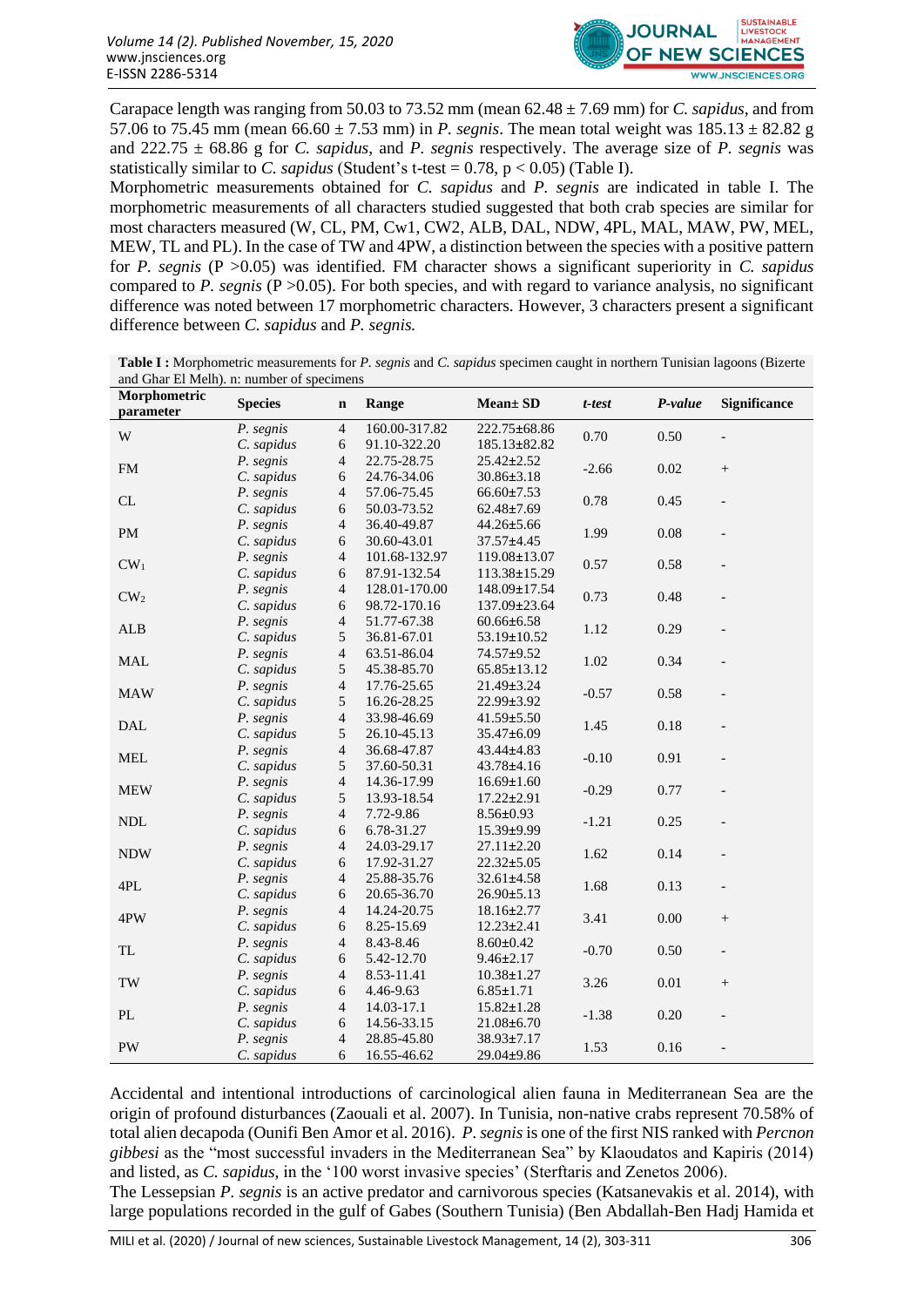Carapace length was ranging from 50.03 to 73.52 mm (mean 62.48 ± 7.69 mm) for *C. sapidus*, and from 57.06 to 75.45 mm (mean 66.60 ± 7.53 mm) in *P. segnis*. The mean total weight was 185.13 ± 82.82 g and 222.75 ± 68.86 g for *C. sapidus*, and *P. segnis* respectively. The average size of *P. segnis* was statistically similar to *C. sapidus* (Student's t-test = 0.78, $p < 0.05$) (Table I).

Morphometric measurements obtained for *C. sapidus* and *P. segnis* are indicated in table I. The morphometric measurements of all characters studied suggested that both crab species are similar for most characters measured (W, CL, PM, Cw1, CW2, ALB, DAL, NDW, 4PL, MAL, MAW, PW, MEL, MEW, TL and PL). In the case of TW and 4PW, a distinction between the species with a positive pattern for *P. segnis* ($P > 0.05$) was identified. FM character shows a significant superiority in *C. sapidus* compared to *P. segnis* ($P > 0.05$). For both species, and with regard to variance analysis, no significant difference was noted between 17 morphometric characters. However, 3 characters present a significant difference between *C. sapidus* and *P. segnis.*

**Table I :** Morphometric measurements for *P. segnis* and *C. sapidus* specimen caught in northern Tunisian lagoons (Bizerte and Ghar El Melh). n: number of specimens

| Morphometric parameter | Species | n | Range | Mean± SD | *t-test* | *P-value* | Significance |
|---|---|---|---|---|---|---|---|
| W | *P. segnis* | 4 | 160.00-317.82 | 222.75±68.86 | 0.70 | 0.50 | - |
| | *C. sapidus* | 6 | 91.10-322.20 | 185.13±82.82 | | | |
| FM | *P. segnis* | 4 | 22.75-28.75 | 25.42±2.52 | -2.66 | 0.02 | + |
| | *C. sapidus* | 6 | 24.76-34.06 | 30.86±3.18 | | | |
| CL | *P. segnis* | 4 | 57.06-75.45 | 66.60±7.53 | 0.78 | 0.45 | - |
| | *C. sapidus* | 6 | 50.03-73.52 | 62.48±7.69 | | | |
| PM | *P. segnis* | 4 | 36.40-49.87 | 44.26±5.66 | 1.99 | 0.08 | - |
| | *C. sapidus* | 6 | 30.60-43.01 | 37.57±4.45 | | | |
| $CW_1$ | *P. segnis* | 4 | 101.68-132.97 | 119.08±13.07 | 0.57 | 0.58 | - |
| | *C. sapidus* | 6 | 87.91-132.54 | 113.38±15.29 | | | |
| $CW_2$ | *P. segnis* | 4 | 128.01-170.00 | 148.09±17.54 | 0.73 | 0.48 | - |
| | *C. sapidus* | 6 | 98.72-170.16 | 137.09±23.64 | | | |
| ALB | *P. segnis* | 4 | 51.77-67.38 | 60.66±6.58 | 1.12 | 0.29 | - |
| | *C. sapidus* | 5 | 36.81-67.01 | 53.19±10.52 | | | |
| MAL | *P. segnis* | 4 | 63.51-86.04 | 74.57±9.52 | 1.02 | 0.34 | - |
| | *C. sapidus* | 5 | 45.38-85.70 | 65.85±13.12 | | | |
| MAW | *P. segnis* | 4 | 17.76-25.65 | 21.49±3.24 | -0.57 | 0.58 | - |
| | *C. sapidus* | 5 | 16.26-28.25 | 22.99±3.92 | | | |
| DAL | *P. segnis* | 4 | 33.98-46.69 | 41.59±5.50 | 1.45 | 0.18 | - |
| | *C. sapidus* | 5 | 26.10-45.13 | 35.47±6.09 | | | |
| MEL | *P. segnis* | 4 | 36.68-47.87 | 43.44±4.83 | -0.10 | 0.91 | - |
| | *C. sapidus* | 5 | 37.60-50.31 | 43.78±4.16 | | | |
| MEW | *P. segnis* | 4 | 14.36-17.99 | 16.69±1.60 | -0.29 | 0.77 | - |
| | *C. sapidus* | 5 | 13.93-18.54 | 17.22±2.91 | | | |
| NDL | *P. segnis* | 4 | 7.72-9.86 | 8.56±0.93 | -1.21 | 0.25 | - |
| | *C. sapidus* | 6 | 6.78-31.27 | 15.39±9.99 | | | |
| NDW | *P. segnis* | 4 | 24.03-29.17 | 27.11±2.20 | 1.62 | 0.14 | - |
| | *C. sapidus* | 6 | 17.92-31.27 | 22.32±5.05 | | | |
| 4PL | *P. segnis* | 4 | 25.88-35.76 | 32.61±4.58 | 1.68 | 0.13 | - |
| | *C. sapidus* | 6 | 20.65-36.70 | 26.90±5.13 | | | |
| 4PW | *P. segnis* | 4 | 14.24-20.75 | 18.16±2.77 | 3.41 | 0.00 | + |
| | *C. sapidus* | 6 | 8.25-15.69 | 12.23±2.41 | | | |
| TL | *P. segnis* | 4 | 8.43-8.46 | 8.60±0.42 | -0.70 | 0.50 | - |
| | *C. sapidus* | 6 | 5.42-12.70 | 9.46±2.17 | | | |
| TW | *P. segnis* | 4 | 8.53-11.41 | 10.38±1.27 | 3.26 | 0.01 | + |
| | *C. sapidus* | 6 | 4.46-9.63 | 6.85±1.71 | | | |
| PL | *P. segnis* | 4 | 14.03-17.1 | 15.82±1.28 | -1.38 | 0.20 | - |
| | *C. sapidus* | 6 | 14.56-33.15 | 21.08±6.70 | | | |
| PW | *P. segnis* | 4 | 28.85-45.80 | 38.93±7.17 | 1.53 | 0.16 | - |
| | *C. sapidus* | 6 | 16.55-46.62 | 29.04±9.86 | | | |

Accidental and intentional introductions of carcinological alien fauna in Mediterranean Sea are the origin of profound disturbances (Zaouali et al. 2007). In Tunisia, non-native crabs represent 70.58% of total alien decapoda (Ounifi Ben Amor et al. 2016). *P. segnis* is one of the first NIS ranked with *Percnon gibbesi* as the "most successful invaders in the Mediterranean Sea" by Klaoudatos and Kapiris (2014) and listed, as *C. sapidus,* in the '100 worst invasive species' (Sterftaris and Zenetos 2006).

The Lessepsian *P. segnis* is an active predator and carnivorous species (Katsanevakis et al. 2014), with large populations recorded in the gulf of Gabes (Southern Tunisia) (Ben Abdallah-Ben Hadj Hamida et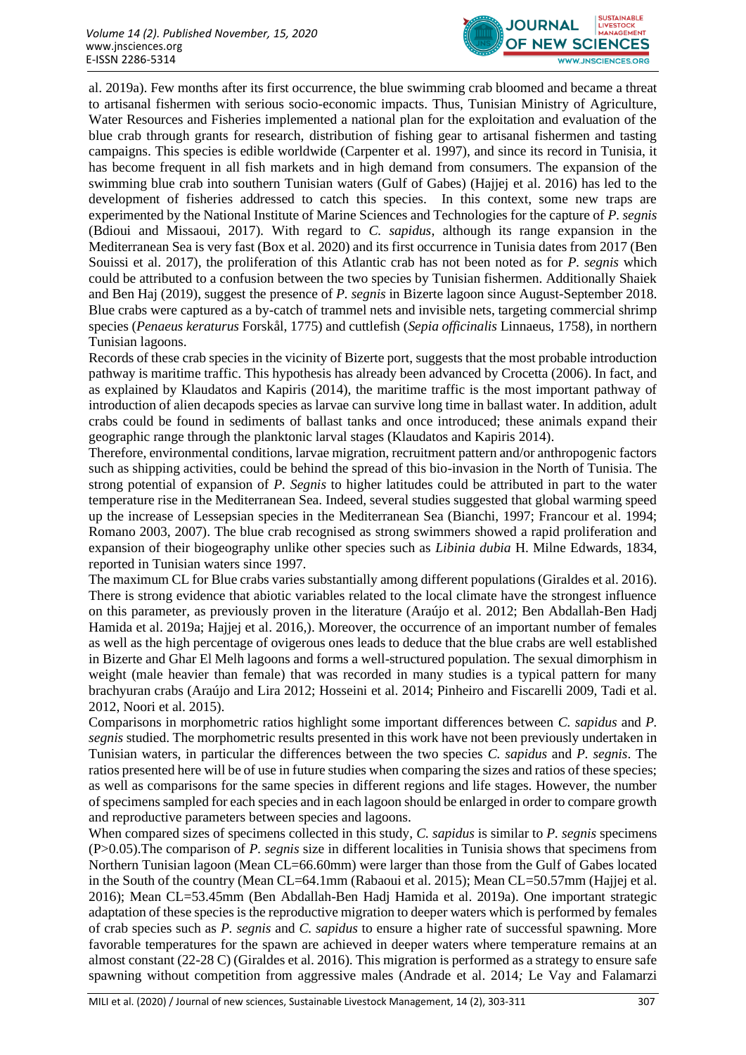al. 2019a). Few months after its first occurrence, the blue swimming crab bloomed and became a threat to artisanal fishermen with serious socio-economic impacts. Thus, Tunisian Ministry of Agriculture, Water Resources and Fisheries implemented a national plan for the exploitation and evaluation of the blue crab through grants for research, distribution of fishing gear to artisanal fishermen and tasting campaigns. This species is edible worldwide (Carpenter et al. 1997), and since its record in Tunisia, it has become frequent in all fish markets and in high demand from consumers. The expansion of the swimming blue crab into southern Tunisian waters (Gulf of Gabes) (Hajjej et al. 2016) has led to the development of fisheries addressed to catch this species. In this context, some new traps are experimented by the National Institute of Marine Sciences and Technologies for the capture of *P. segnis* (Bdioui and Missaoui, 2017). With regard to *C. sapidus*, although its range expansion in the Mediterranean Sea is very fast (Box et al. 2020) and its first occurrence in Tunisia dates from 2017 (Ben Souissi et al. 2017), the proliferation of this Atlantic crab has not been noted as for *P. segnis* which could be attributed to a confusion between the two species by Tunisian fishermen. Additionally Shaiek and Ben Haj (2019), suggest the presence of *P. segnis* in Bizerte lagoon since August-September 2018. Blue crabs were captured as a by-catch of trammel nets and invisible nets, targeting commercial shrimp species (*Penaeus keraturus* Forskål, 1775) and cuttlefish (*Sepia officinalis* Linnaeus, 1758), in northern Tunisian lagoons.

Records of these crab species in the vicinity of Bizerte port, suggests that the most probable introduction pathway is maritime traffic. This hypothesis has already been advanced by Crocetta (2006). In fact, and as explained by Klaudatos and Kapiris (2014), the maritime traffic is the most important pathway of introduction of alien decapods species as larvae can survive long time in ballast water. In addition, adult crabs could be found in sediments of ballast tanks and once introduced; these animals expand their geographic range through the planktonic larval stages (Klaudatos and Kapiris 2014).

Therefore, environmental conditions, larvae migration, recruitment pattern and/or anthropogenic factors such as shipping activities, could be behind the spread of this bio-invasion in the North of Tunisia. The strong potential of expansion of *P. Segnis* to higher latitudes could be attributed in part to the water temperature rise in the Mediterranean Sea. Indeed, several studies suggested that global warming speed up the increase of Lessepsian species in the Mediterranean Sea (Bianchi, 1997; Francour et al. 1994; Romano 2003, 2007). The blue crab recognised as strong swimmers showed a rapid proliferation and expansion of their biogeography unlike other species such as *Libinia dubia* H. Milne Edwards, 1834, reported in Tunisian waters since 1997.

The maximum CL for Blue crabs varies substantially among different populations (Giraldes et al. 2016). There is strong evidence that abiotic variables related to the local climate have the strongest influence on this parameter, as previously proven in the literature (Araújo et al. 2012; Ben Abdallah-Ben Hadj Hamida et al. 2019a; Hajjej et al. 2016,). Moreover, the occurrence of an important number of females as well as the high percentage of ovigerous ones leads to deduce that the blue crabs are well established in Bizerte and Ghar El Melh lagoons and forms a well-structured population. The sexual dimorphism in weight (male heavier than female) that was recorded in many studies is a typical pattern for many brachyuran crabs (Araújo and Lira 2012; Hosseini et al. 2014; Pinheiro and Fiscarelli 2009, Tadi et al. 2012, Noori et al. 2015).

Comparisons in morphometric ratios highlight some important differences between *C. sapidus* and *P. segnis* studied. The morphometric results presented in this work have not been previously undertaken in Tunisian waters, in particular the differences between the two species *C. sapidus* and *P. segnis*. The ratios presented here will be of use in future studies when comparing the sizes and ratios of these species; as well as comparisons for the same species in different regions and life stages. However, the number of specimens sampled for each species and in each lagoon should be enlarged in order to compare growth and reproductive parameters between species and lagoons.

When compared sizes of specimens collected in this study, *C. sapidus* is similar to *P. segnis* specimens ($P>0.05$).The comparison of *P. segnis* size in different localities in Tunisia shows that specimens from Northern Tunisian lagoon (Mean CL=66.60mm) were larger than those from the Gulf of Gabes located in the South of the country (Mean CL=64.1mm (Rabaoui et al. 2015); Mean CL=50.57mm (Hajjej et al. 2016); Mean CL=53.45mm (Ben Abdallah-Ben Hadj Hamida et al. 2019a). One important strategic adaptation of these species is the reproductive migration to deeper waters which is performed by females of crab species such as *P. segnis* and *C. sapidus* to ensure a higher rate of successful spawning. More favorable temperatures for the spawn are achieved in deeper waters where temperature remains at an almost constant (22-28 C) (Giraldes et al. 2016). This migration is performed as a strategy to ensure safe spawning without competition from aggressive males (Andrade et al. 2014*;* Le Vay and Falamarzi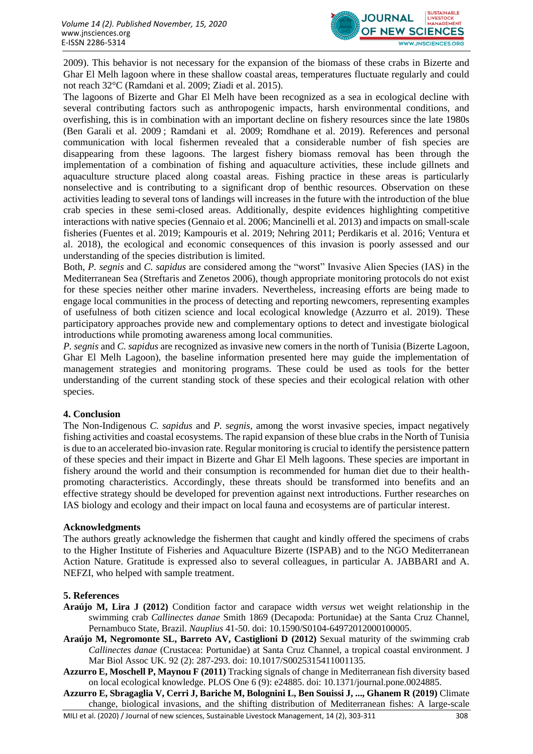2009). This behavior is not necessary for the expansion of the biomass of these crabs in Bizerte and Ghar El Melh lagoon where in these shallow coastal areas, temperatures fluctuate regularly and could not reach 32°C (Ramdani et al. 2009; Ziadi et al. 2015).

The lagoons of Bizerte and Ghar El Melh have been recognized as a sea in ecological decline with several contributing factors such as anthropogenic impacts, harsh environmental conditions, and overfishing, this is in combination with an important decline on fishery resources since the late 1980s (Ben Garali et al. 2009 ; Ramdani et al. 2009; Romdhane et al. 2019). References and personal communication with local fishermen revealed that a considerable number of fish species are disappearing from these lagoons. The largest fishery biomass removal has been through the implementation of a combination of fishing and aquaculture activities, these include gillnets and aquaculture structure placed along coastal areas. Fishing practice in these areas is particularly nonselective and is contributing to a significant drop of benthic resources. Observation on these activities leading to several tons of landings will increases in the future with the introduction of the blue crab species in these semi-closed areas. Additionally, despite evidences highlighting competitive interactions with native species (Gennaio et al. 2006; Mancinelli et al. 2013) and impacts on small-scale fisheries (Fuentes et al. 2019; Kampouris et al. 2019; Nehring 2011; Perdikaris et al. 2016; Ventura et al. 2018), the ecological and economic consequences of this invasion is poorly assessed and our understanding of the species distribution is limited.

Both, *P. segnis* and *C. sapidus* are considered among the "worst" Invasive Alien Species (IAS) in the Mediterranean Sea (Streftaris and Zenetos 2006), though appropriate monitoring protocols do not exist for these species neither other marine invaders. Nevertheless, increasing efforts are being made to engage local communities in the process of detecting and reporting newcomers, representing examples of usefulness of both citizen science and local ecological knowledge (Azzurro et al. 2019). These participatory approaches provide new and complementary options to detect and investigate biological introductions while promoting awareness among local communities.

*P. segnis* and *C. sapidus* are recognized as invasive new comers in the north of Tunisia (Bizerte Lagoon, Ghar El Melh Lagoon), the baseline information presented here may guide the implementation of management strategies and monitoring programs. These could be used as tools for the better understanding of the current standing stock of these species and their ecological relation with other species.

## 4. Conclusion

The Non-Indigenous *C. sapidus* and *P. segnis*, among the worst invasive species, impact negatively fishing activities and coastal ecosystems. The rapid expansion of these blue crabs in the North of Tunisia is due to an accelerated bio-invasion rate. Regular monitoring is crucial to identify the persistence pattern of these species and their impact in Bizerte and Ghar El Melh lagoons. These species are important in fishery around the world and their consumption is recommended for human diet due to their health-promoting characteristics. Accordingly, these threats should be transformed into benefits and an effective strategy should be developed for prevention against next introductions. Further researches on IAS biology and ecology and their impact on local fauna and ecosystems are of particular interest.

## Acknowledgments

The authors greatly acknowledge the fishermen that caught and kindly offered the specimens of crabs to the Higher Institute of Fisheries and Aquaculture Bizerte (ISPAB) and to the NGO Mediterranean Action Nature. Gratitude is expressed also to several colleagues, in particular A. JABBARI and A. NEFZI, who helped with sample treatment.

## 5. References

**Araújo M, Lira J (2012)** Condition factor and carapace width *versus* wet weight relationship in the swimming crab *Callinectes danae* Smith 1869 (Decapoda: Portunidae) at the Santa Cruz Channel, Pernambuco State, Brazil. *Nauplius* 41-50. doi: 10.1590/S0104-64972012000100005.

**Araújo M, Negromonte SL, Barreto AV, Castiglioni D (2012)** Sexual maturity of the swimming crab *Callinectes danae* (Crustacea: Portunidae) at Santa Cruz Channel, a tropical coastal environment. J Mar Biol Assoc UK. 92 (2): 287-293. doi: 10.1017/S0025315411001135.

**Azzurro E, Moschell P, Maynou F (2011)** Tracking signals of change in Mediterranean fish diversity based on local ecological knowledge. PLOS One 6 (9): e24885. doi: 10.1371/journal.pone.0024885.

**Azzurro E, Sbragaglia V, Cerri J, Bariche M, Bolognini L, Ben Souissi J, ..., Ghanem R (2019)** Climate change, biological invasions, and the shifting distribution of Mediterranean fishes: A large-scale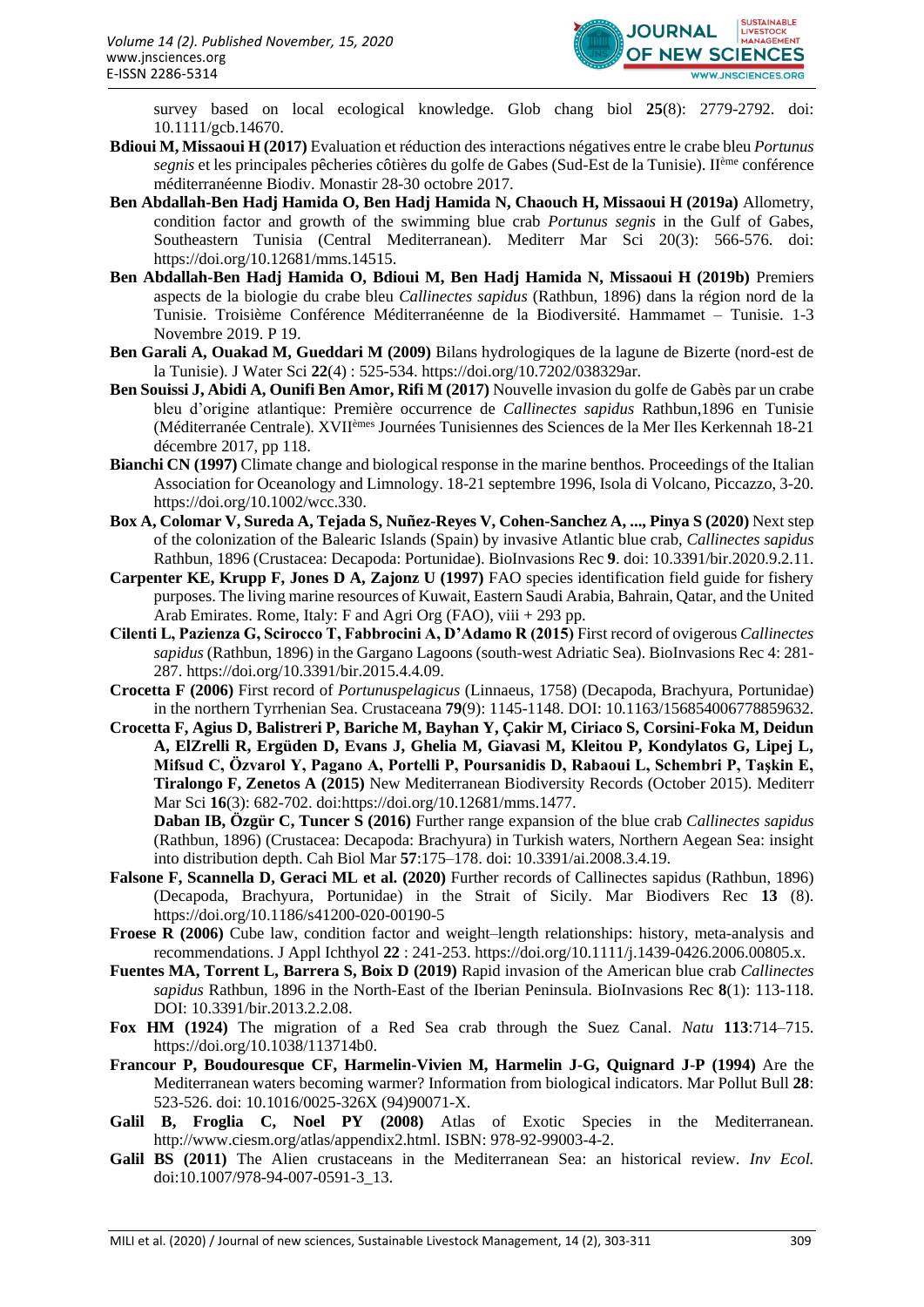survey based on local ecological knowledge. Glob chang biol **25**(8): 2779-2792. doi: 10.1111/gcb.14670.

**Bdioui M, Missaoui H (2017)** Evaluation et réduction des interactions négatives entre le crabe bleu *Portunus segnis* et les principales pêcheries côtières du golfe de Gabes (Sud-Est de la Tunisie). II[ème] conférence méditerranéenne Biodiv. Monastir 28-30 octobre 2017.

**Ben Abdallah-Ben Hadj Hamida O, Ben Hadj Hamida N, Chaouch H, Missaoui H (2019a)** Allometry, condition factor and growth of the swimming blue crab *Portunus segnis* in the Gulf of Gabes, Southeastern Tunisia (Central Mediterranean). Mediterr Mar Sci 20(3): 566-576. doi: https://doi.org/10.12681/mms.14515.

**Ben Abdallah-Ben Hadj Hamida O, Bdioui M, Ben Hadj Hamida N, Missaoui H (2019b)** Premiers aspects de la biologie du crabe bleu *Callinectes sapidus* (Rathbun, 1896) dans la région nord de la Tunisie. Troisième Conférence Méditerranéenne de la Biodiversité. Hammamet – Tunisie. 1-3 Novembre 2019. P 19.

**Ben Garali A, Ouakad M, Gueddari M (2009)** Bilans hydrologiques de la lagune de Bizerte (nord-est de la Tunisie). J Water Sci **22**(4) : 525-534. https://doi.org/10.7202/038329ar.

**Ben Souissi J, Abidi A, Ounifi Ben Amor, Rifi M (2017)** Nouvelle invasion du golfe de Gabès par un crabe bleu d'origine atlantique: Première occurrence de *Callinectes sapidus* Rathbun,1896 en Tunisie (Méditerranée Centrale). XVII[èmes] Journées Tunisiennes des Sciences de la Mer Iles Kerkennah 18-21 décembre 2017, pp 118.

**Bianchi CN (1997)** Climate change and biological response in the marine benthos. Proceedings of the Italian Association for Oceanology and Limnology. 18-21 septembre 1996, Isola di Volcano, Piccazzo, 3-20. https://doi.org/10.1002/wcc.330.

**Box A, Colomar V, Sureda A, Tejada S, Nuñez-Reyes V, Cohen-Sanchez A, ..., Pinya S (2020)** Next step of the colonization of the Balearic Islands (Spain) by invasive Atlantic blue crab, *Callinectes sapidus* Rathbun, 1896 (Crustacea: Decapoda: Portunidae). BioInvasions Rec **9**. doi: 10.3391/bir.2020.9.2.11.

**Carpenter KE, Krupp F, Jones D A, Zajonz U (1997)** FAO species identification field guide for fishery purposes. The living marine resources of Kuwait, Eastern Saudi Arabia, Bahrain, Qatar, and the United Arab Emirates. Rome, Italy: F and Agri Org (FAO), viii + 293 pp.

**Cilenti L, Pazienza G, Scirocco T, Fabbrocini A, D'Adamo R (2015)** First record of ovigerous *Callinectes sapidus* (Rathbun, 1896) in the Gargano Lagoons (south-west Adriatic Sea). BioInvasions Rec 4: 281-287. https://doi.org/10.3391/bir.2015.4.4.09.

**Crocetta F (2006)** First record of *Portunuspelagicus* (Linnaeus, 1758) (Decapoda, Brachyura, Portunidae) in the northern Tyrrhenian Sea. Crustaceana **79**(9): 1145-1148. DOI: 10.1163/156854006778859632.

**Crocetta F, Agius D, Balistreri P, Bariche M, Bayhan Y, Çakir M, Ciriaco S, Corsini-Foka M, Deidun A, ElZrelli R, Ergüden D, Evans J, Ghelia M, Giavasi M, Kleitou P, Kondylatos G, Lipej L, Mifsud C, Özvarol Y, Pagano A, Portelli P, Poursanidis D, Rabaoui L, Schembri P, Taşkin E, Tiralongo F, Zenetos A (2015)** New Mediterranean Biodiversity Records (October 2015). Mediterr Mar Sci **16**(3): 682-702. doi:https://doi.org/10.12681/mms.1477.

**Daban IB, Özgür C, Tuncer S (2016)** Further range expansion of the blue crab *Callinectes sapidus* (Rathbun, 1896) (Crustacea: Decapoda: Brachyura) in Turkish waters, Northern Aegean Sea: insight into distribution depth. Cah Biol Mar **57**:175–178. doi: 10.3391/ai.2008.3.4.19.

**Falsone F, Scannella D, Geraci ML et al. (2020)** Further records of Callinectes sapidus (Rathbun, 1896) (Decapoda, Brachyura, Portunidae) in the Strait of Sicily. Mar Biodivers Rec **13** (8). https://doi.org/10.1186/s41200-020-00190-5

**Froese R (2006)** Cube law, condition factor and weight–length relationships: history, meta-analysis and recommendations. J Appl Ichthyol **22** : 241-253. https://doi.org/10.1111/j.1439-0426.2006.00805.x.

**Fuentes MA, Torrent L, Barrera S, Boix D (2019)** Rapid invasion of the American blue crab *Callinectes sapidus* Rathbun, 1896 in the North-East of the Iberian Peninsula. BioInvasions Rec **8**(1): 113-118. DOI: 10.3391/bir.2013.2.2.08.

**Fox HM (1924)** The migration of a Red Sea crab through the Suez Canal. *Natu* **113**:714–715. https://doi.org/10.1038/113714b0.

**Francour P, Boudouresque CF, Harmelin-Vivien M, Harmelin J-G, Quignard J-P (1994)** Are the Mediterranean waters becoming warmer? Information from biological indicators. Mar Pollut Bull **28**: 523-526. doi: 10.1016/0025-326X (94)90071-X.

**Galil B, Froglia C, Noel PY (2008)** Atlas of Exotic Species in the Mediterranean. http://www.ciesm.org/atlas/appendix2.html. ISBN: 978-92-99003-4-2.

**Galil BS (2011)** The Alien crustaceans in the Mediterranean Sea: an historical review. *Inv Ecol.* doi:10.1007/978-94-007-0591-3_13.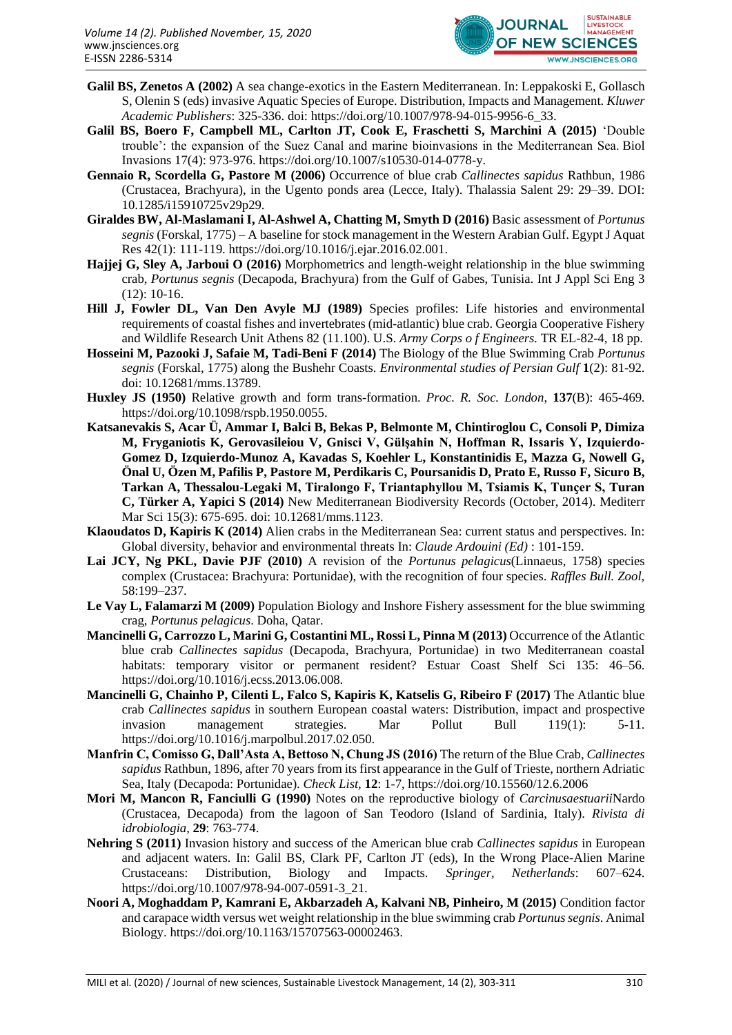**Galil BS, Zenetos A (2002)** A sea change-exotics in the Eastern Mediterranean. In: Leppakoski E, Gollasch S, Olenin S (eds) invasive Aquatic Species of Europe. Distribution, Impacts and Management. *Kluwer Academic Publishers*: 325-336. doi: https://doi.org/10.1007/978-94-015-9956-6_33.

**Galil BS, Boero F, Campbell ML, Carlton JT, Cook E, Fraschetti S, Marchini A (2015)** 'Double trouble': the expansion of the Suez Canal and marine bioinvasions in the Mediterranean Sea. Biol Invasions 17(4): 973-976. https://doi.org/10.1007/s10530-014-0778-y.

**Gennaio R, Scordella G, Pastore M (2006)** Occurrence of blue crab *Callinectes sapidus* Rathbun, 1986 (Crustacea, Brachyura), in the Ugento ponds area (Lecce, Italy). Thalassia Salent 29: 29–39. DOI: 10.1285/i15910725v29p29.

**Giraldes BW, Al-Maslamani I, Al-Ashwel A, Chatting M, Smyth D (2016)** Basic assessment of *Portunus segnis* (Forskal, 1775) – A baseline for stock management in the Western Arabian Gulf. Egypt J Aquat Res 42(1): 111-119. https://doi.org/10.1016/j.ejar.2016.02.001.

**Hajjej G, Sley A, Jarboui O (2016)** Morphometrics and length-weight relationship in the blue swimming crab, *Portunus segnis* (Decapoda, Brachyura) from the Gulf of Gabes, Tunisia. Int J Appl Sci Eng 3 (12): 10-16.

**Hill J, Fowler DL, Van Den Avyle MJ (1989)** Species profiles: Life histories and environmental requirements of coastal fishes and invertebrates (mid-atlantic) blue crab. Georgia Cooperative Fishery and Wildlife Research Unit Athens 82 (11.100). U.S. *Army Corps o f Engineers.* TR EL-82-4, 18 pp.

**Hosseini M, Pazooki J, Safaie M, Tadi-Beni F (2014)** The Biology of the Blue Swimming Crab *Portunus segnis* (Forskal, 1775) along the Bushehr Coasts. *Environmental studies of Persian Gulf* **1**(2): 81-92. doi: 10.12681/mms.13789.

**Huxley JS (1950)** Relative growth and form trans-formation. *Proc. R. Soc. London*, **137**(B): 465-469. https://doi.org/10.1098/rspb.1950.0055.

**Katsanevakis S, Acar Ü, Ammar I, Balci B, Bekas P, Belmonte M, Chintiroglou C, Consoli P, Dimiza M, Fryganiotis K, Gerovasileiou V, Gnisci V, Gülşahin N, Hoffman R, Issaris Y, Izquierdo-Gomez D, Izquierdo-Munoz A, Kavadas S, Koehler L, Konstantinidis E, Mazza G, Nowell G, Önal U, Özen M, Pafilis P, Pastore M, Perdikaris C, Poursanidis D, Prato E, Russo F, Sicuro B, Tarkan A, Thessalou-Legaki M, Tiralongo F, Triantaphyllou M, Tsiamis K, Tunçer S, Turan C, Türker A, Yapici S (2014)** New Mediterranean Biodiversity Records (October, 2014). Mediterr Mar Sci 15(3): 675-695. doi: 10.12681/mms.1123.

**Klaoudatos D, Kapiris K (2014)** Alien crabs in the Mediterranean Sea: current status and perspectives. In: Global diversity, behavior and environmental threats In: *Claude Ardouini (Ed)* : 101-159.

**Lai JCY, Ng PKL, Davie PJF (2010)** A revision of the *Portunus pelagicus*(Linnaeus, 1758) species complex (Crustacea: Brachyura: Portunidae), with the recognition of four species. *Raffles Bull. Zool,* 58:199–237.

**Le Vay L, Falamarzi M (2009)** Population Biology and Inshore Fishery assessment for the blue swimming crag, *Portunus pelagicus*. Doha, Qatar.

**Mancinelli G, Carrozzo L, Marini G, Costantini ML, Rossi L, Pinna M (2013)** Occurrence of the Atlantic blue crab *Callinectes sapidus* (Decapoda, Brachyura, Portunidae) in two Mediterranean coastal habitats: temporary visitor or permanent resident? Estuar Coast Shelf Sci 135: 46–56. https://doi.org/10.1016/j.ecss.2013.06.008.

**Mancinelli G, Chainho P, Cilenti L, Falco S, Kapiris K, Katselis G, Ribeiro F (2017)** The Atlantic blue crab *Callinectes sapidus* in southern European coastal waters: Distribution, impact and prospective invasion management strategies. Mar Pollut Bull 119(1): 5-11. https://doi.org/10.1016/j.marpolbul.2017.02.050.

**Manfrin C, Comisso G, Dall'Asta A, Bettoso N, Chung JS (2016)** The return of the Blue Crab, *Callinectes sapidus* Rathbun, 1896, after 70 years from its first appearance in the Gulf of Trieste, northern Adriatic Sea, Italy (Decapoda: Portunidae). *Check List,* **12**: 1-7, https://doi.org/10.15560/12.6.2006

**Mori M, Mancon R, Fanciulli G (1990)** Notes on the reproductive biology of *Carcinusaestuarii*Nardo (Crustacea, Decapoda) from the lagoon of San Teodoro (Island of Sardinia, Italy). *Rivista di idrobiologia*, **29**: 763-774.

**Nehring S (2011)** Invasion history and success of the American blue crab *Callinectes sapidus* in European and adjacent waters. In: Galil BS, Clark PF, Carlton JT (eds), In the Wrong Place-Alien Marine Crustaceans: Distribution, Biology and Impacts. *Springer, Netherlands*: 607–624. https://doi.org/10.1007/978-94-007-0591-3_21.

**Noori A, Moghaddam P, Kamrani E, Akbarzadeh A, Kalvani NB, Pinheiro, M (2015)** Condition factor and carapace width versus wet weight relationship in the blue swimming crab *Portunus segnis*. Animal Biology. https://doi.org/10.1163/15707563-00002463.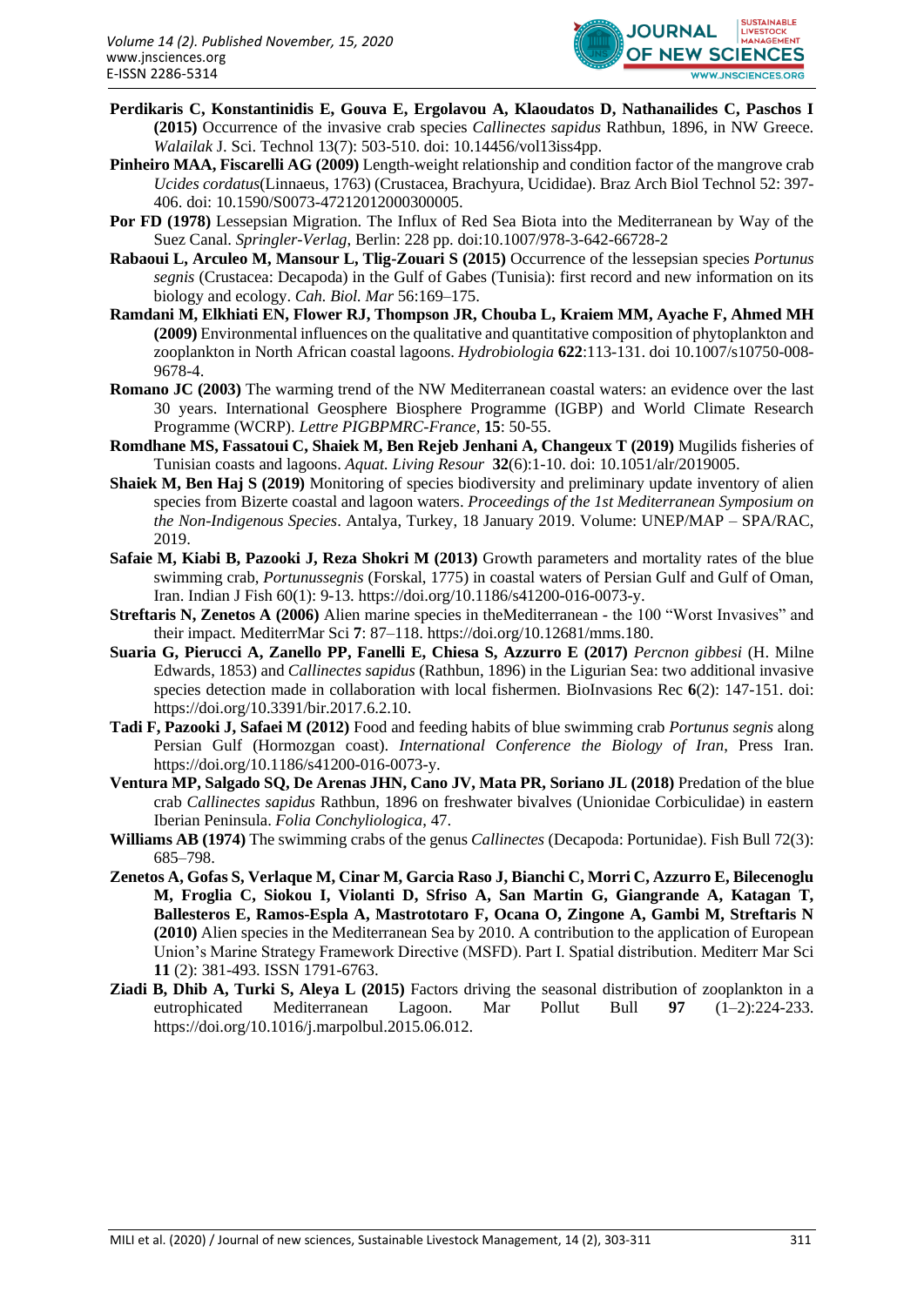**Perdikaris C, Konstantinidis E, Gouva E, Ergolavou A, Klaoudatos D, Nathanailides C, Paschos I (2015)** Occurrence of the invasive crab species *Callinectes sapidus* Rathbun, 1896, in NW Greece. *Walailak* J. Sci. Technol 13(7): 503-510. doi: 10.14456/vol13iss4pp.

**Pinheiro MAA, Fiscarelli AG (2009)** Length-weight relationship and condition factor of the mangrove crab *Ucides cordatus*(Linnaeus, 1763) (Crustacea, Brachyura, Ucididae). Braz Arch Biol Technol 52: 397-406. doi: 10.1590/S0073-47212012000300005.

**Por FD (1978)** Lessepsian Migration. The Influx of Red Sea Biota into the Mediterranean by Way of the Suez Canal. *Springler-Verlag*, Berlin: 228 pp. doi:10.1007/978-3-642-66728-2

**Rabaoui L, Arculeo M, Mansour L, Tlig-Zouari S (2015)** Occurrence of the lessepsian species *Portunus segnis* (Crustacea: Decapoda) in the Gulf of Gabes (Tunisia): first record and new information on its biology and ecology. *Cah. Biol. Mar* 56:169–175.

**Ramdani M, Elkhiati EN, Flower RJ, Thompson JR, Chouba L, Kraiem MM, Ayache F, Ahmed MH (2009)** Environmental influences on the qualitative and quantitative composition of phytoplankton and zooplankton in North African coastal lagoons. *Hydrobiologia* **622**:113-131. doi 10.1007/s10750-008-9678-4.

**Romano JC (2003)** The warming trend of the NW Mediterranean coastal waters: an evidence over the last 30 years. International Geosphere Biosphere Programme (IGBP) and World Climate Research Programme (WCRP). *Lettre PIGBPMRC-France*, **15**: 50-55.

**Romdhane MS, Fassatoui C, Shaiek M, Ben Rejeb Jenhani A, Changeux T (2019)** Mugilids fisheries of Tunisian coasts and lagoons. *Aquat. Living Resour* **32**(6):1-10. doi: 10.1051/alr/2019005.

**Shaiek M, Ben Haj S (2019)** Monitoring of species biodiversity and preliminary update inventory of alien species from Bizerte coastal and lagoon waters. *Proceedings of the 1st Mediterranean Symposium on the Non-Indigenous Species*. Antalya, Turkey, 18 January 2019. Volume: UNEP/MAP – SPA/RAC, 2019.

**Safaie M, Kiabi B, Pazooki J, Reza Shokri M (2013)** Growth parameters and mortality rates of the blue swimming crab, *Portunussegnis* (Forskal, 1775) in coastal waters of Persian Gulf and Gulf of Oman, Iran. Indian J Fish 60(1): 9-13. https://doi.org/10.1186/s41200-016-0073-y.

**Streftaris N, Zenetos A (2006)** Alien marine species in theMediterranean - the 100 "Worst Invasives" and their impact. MediterrMar Sci **7**: 87–118. https://doi.org/10.12681/mms.180.

**Suaria G, Pierucci A, Zanello PP, Fanelli E, Chiesa S, Azzurro E (2017)** *Percnon gibbesi* (H. Milne Edwards, 1853) and *Callinectes sapidus* (Rathbun, 1896) in the Ligurian Sea: two additional invasive species detection made in collaboration with local fishermen. BioInvasions Rec **6**(2): 147-151. doi: https://doi.org/10.3391/bir.2017.6.2.10.

**Tadi F, Pazooki J, Safaei M (2012)** Food and feeding habits of blue swimming crab *Portunus segnis* along Persian Gulf (Hormozgan coast). *International Conference the Biology of Iran*, Press Iran. https://doi.org/10.1186/s41200-016-0073-y.

**Ventura MP, Salgado SQ, De Arenas JHN, Cano JV, Mata PR, Soriano JL (2018)** Predation of the blue crab *Callinectes sapidus* Rathbun, 1896 on freshwater bivalves (Unionidae Corbiculidae) in eastern Iberian Peninsula. *Folia Conchyliologica*, 47.

**Williams AB (1974)** The swimming crabs of the genus *Callinectes* (Decapoda: Portunidae). Fish Bull 72(3): 685–798.

**Zenetos A, Gofas S, Verlaque M, Cinar M, Garcia Raso J, Bianchi C, Morri C, Azzurro E, Bilecenoglu M, Froglia C, Siokou I, Violanti D, Sfriso A, San Martin G, Giangrande A, Katagan T, Ballesteros E, Ramos-Espla A, Mastrototaro F, Ocana O, Zingone A, Gambi M, Streftaris N (2010)** Alien species in the Mediterranean Sea by 2010. A contribution to the application of European Union's Marine Strategy Framework Directive (MSFD). Part I. Spatial distribution. Mediterr Mar Sci **11** (2): 381-493. ISSN 1791-6763.

**Ziadi B, Dhib A, Turki S, Aleya L (2015)** Factors driving the seasonal distribution of zooplankton in a eutrophicated Mediterranean Lagoon. Mar Pollut Bull **97** (1–2):224-233. https://doi.org/10.1016/j.marpolbul.2015.06.012.